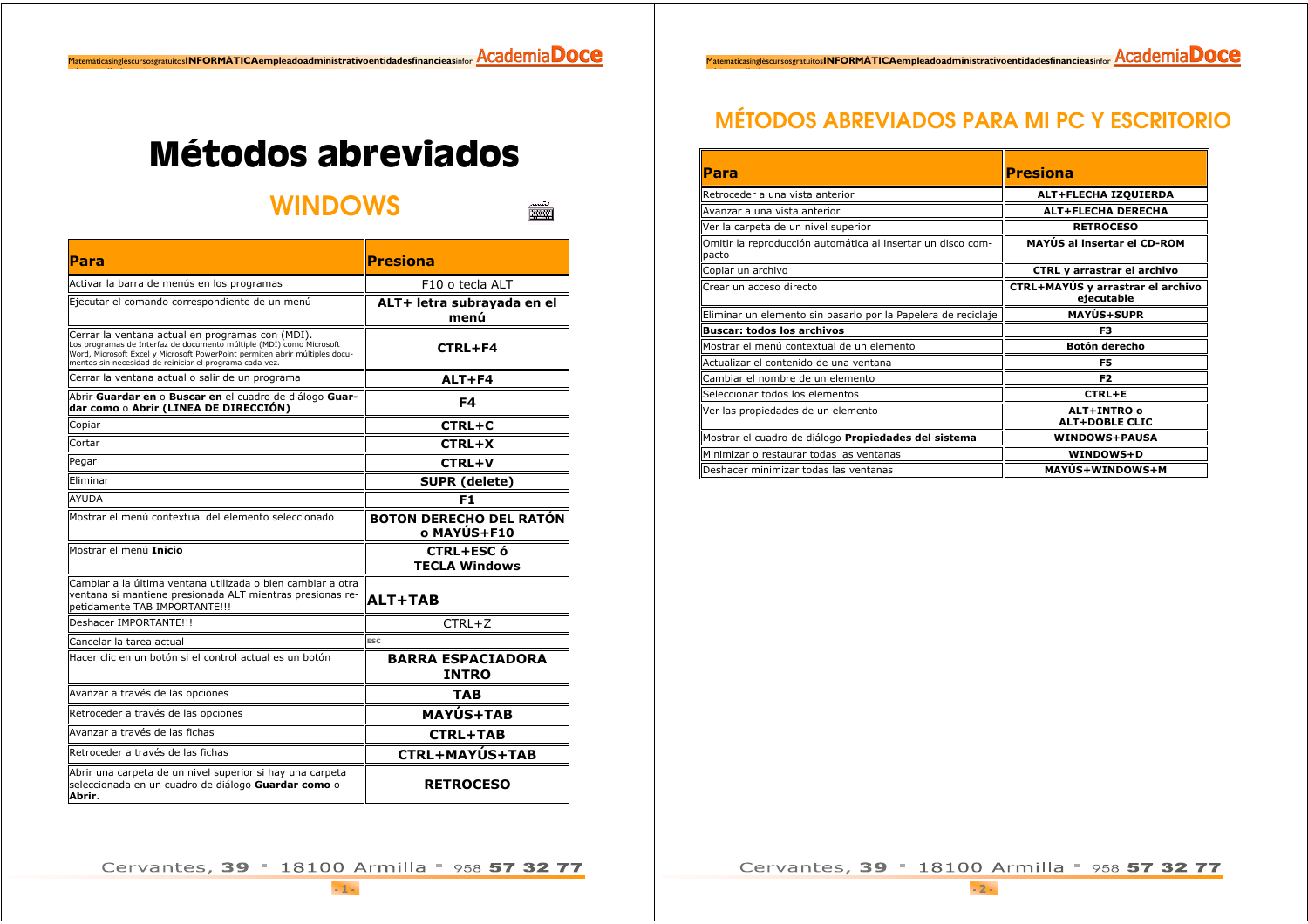# Métodos abreviados

## WINDOWS

| Para | Presiona |
|---|---|
| Activar la barra de menús en los programas | F10 o tecla ALT |
| Ejecutar el comando correspondiente de un menú | **ALT+ letra subrayada en el menú** |
| Cerrar la ventana actual en programas con (MDI). Los programas de Interfaz de documento múltiple (MDI) como Microsoft Word, Microsoft Excel y Microsoft PowerPoint permiten abrir múltiples documentos sin necesidad de reiniciar el programa cada vez. | **CTRL+F4** |
| Cerrar la ventana actual o salir de un programa | **ALT+F4** |
| Abrir **Guardar en** o **Buscar en** el cuadro de diálogo **Guardar como** o **Abrir (LINEA DE DIRECCIÓN)** | **F4** |
| Copiar | **CTRL+C** |
| Cortar | **CTRL+X** |
| Pegar | **CTRL+V** |
| Eliminar | **SUPR (delete)** |
| AYUDA | **F1** |
| Mostrar el menú contextual del elemento seleccionado | **BOTON DERECHO DEL RATÓN o MAYÚS+F10** |
| Mostrar el menú **Inicio** | **CTRL+ESC ó TECLA Windows** |
| Cambiar a la última ventana utilizada o bien cambiar a otra ventana si mantiene presionada ALT mientras presionas repetidamente TAB IMPORTANTE!!! | **ALT+TAB** |
| Deshacer IMPORTANTE!!! | CTRL+Z |
| Cancelar la tarea actual | **ESC** |
| Hacer clic en un botón si el control actual es un botón | **BARRA ESPACIADORA INTRO** |
| Avanzar a través de las opciones | **TAB** |
| Retroceder a través de las opciones | **MAYÚS+TAB** |
| Avanzar a través de las fichas | **CTRL+TAB** |
| Retroceder a través de las fichas | **CTRL+MAYÚS+TAB** |
| Abrir una carpeta de un nivel superior si hay una carpeta seleccionada en un cuadro de diálogo **Guardar como** o **Abrir**. | **RETROCESO** |

## MÉTODOS ABREVIADOS PARA MI PC Y ESCRITORIO

| Para | Presiona |
|---|---|
| Retroceder a una vista anterior | **ALT+FLECHA IZQUIERDA** |
| Avanzar a una vista anterior | **ALT+FLECHA DERECHA** |
| Ver la carpeta de un nivel superior | **RETROCESO** |
| Omitir la reproducción automática al insertar un disco compacto | **MAYÚS al insertar el CD-ROM** |
| Copiar un archivo | **CTRL y arrastrar el archivo** |
| Crear un acceso directo | **CTRL+MAYÚS y arrastrar el archivo ejecutable** |
| Eliminar un elemento sin pasarlo por la Papelera de reciclaje | **MAYÚS+SUPR** |
| **Buscar: todos los archivos** | **F3** |
| Mostrar el menú contextual de un elemento | **Botón derecho** |
| Actualizar el contenido de una ventana | **F5** |
| Cambiar el nombre de un elemento | **F2** |
| Seleccionar todos los elementos | **CTRL+E** |
| Ver las propiedades de un elemento | **ALT+INTRO o ALT+DOBLE CLIC** |
| Mostrar el cuadro de diálogo **Propiedades del sistema** | **WINDOWS+PAUSA** |
| Minimizar o restaurar todas las ventanas | **WINDOWS+D** |
| Deshacer minimizar todas las ventanas | **MAYÚS+WINDOWS+M** |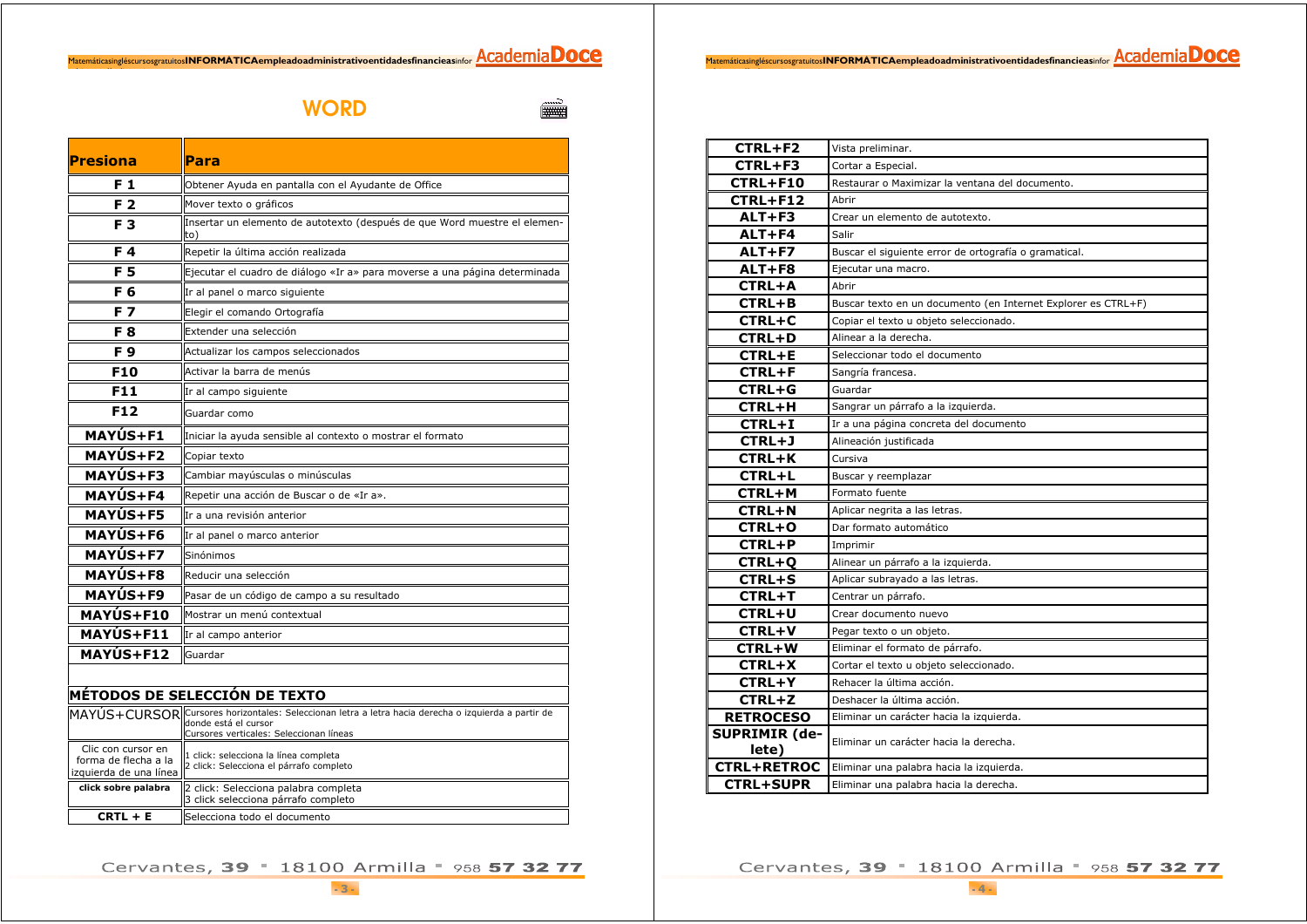# WORD

| Presiona | Para |
|---|---|
| F 1 | Obtener Ayuda en pantalla con el Ayudante de Office |
| F 2 | Mover texto o gráficos |
| F 3 | Insertar un elemento de autotexto (después de que Word muestre el elemento) |
| F 4 | Repetir la última acción realizada |
| F 5 | Ejecutar el cuadro de diálogo «Ir a» para moverse a una página determinada |
| F 6 | Ir al panel o marco siguiente |
| F 7 | Elegir el comando Ortografía |
| F 8 | Extender una selección |
| F 9 | Actualizar los campos seleccionados |
| F10 | Activar la barra de menús |
| F11 | Ir al campo siguiente |
| F12 | Guardar como |
| MAYÚS+F1 | Iniciar la ayuda sensible al contexto o mostrar el formato |
| MAYÚS+F2 | Copiar texto |
| MAYÚS+F3 | Cambiar mayúsculas o minúsculas |
| MAYÚS+F4 | Repetir una acción de Buscar o de «Ir a». |
| MAYÚS+F5 | Ir a una revisión anterior |
| MAYÚS+F6 | Ir al panel o marco anterior |
| MAYÚS+F7 | Sinónimos |
| MAYÚS+F8 | Reducir una selección |
| MAYÚS+F9 | Pasar de un código de campo a su resultado |
| MAYÚS+F10 | Mostrar un menú contextual |
| MAYÚS+F11 | Ir al campo anterior |
| MAYÚS+F12 | Guardar |

## MÉTODOS DE SELECCIÓN DE TEXTO

| | |
|---|---|
| MAYÚS+CURSOR | Cursores horizontales: Seleccionan letra a letra hacia derecha o izquierda a partir de donde está el cursor<br>Cursores verticales: Seleccionan líneas |
| Clic con cursor en forma de flecha a la izquierda de una línea | 1 click: selecciona la línea completa<br>2 click: Selecciona el párrafo completo |
| **click sobre palabra** | 2 click: Selecciona palabra completa<br>3 click selecciona párrafo completo |
| CRTL + E | Selecciona todo el documento |

| | |
|---|---|
| CTRL+F2 | Vista preliminar. |
| CTRL+F3 | Cortar a Especial. |
| CTRL+F10 | Restaurar o Maximizar la ventana del documento. |
| CTRL+F12 | Abrir |
| ALT+F3 | Crear un elemento de autotexto. |
| ALT+F4 | Salir |
| ALT+F7 | Buscar el siguiente error de ortografía o gramatical. |
| ALT+F8 | Ejecutar una macro. |
| CTRL+A | Abrir |
| CTRL+B | Buscar texto en un documento (en Internet Explorer es CTRL+F) |
| CTRL+C | Copiar el texto u objeto seleccionado. |
| CTRL+D | Alinear a la derecha. |
| CTRL+E | Seleccionar todo el documento |
| CTRL+F | Sangría francesa. |
| CTRL+G | Guardar |
| CTRL+H | Sangrar un párrafo a la izquierda. |
| CTRL+I | Ir a una página concreta del documento |
| CTRL+J | Alineación justificada |
| CTRL+K | Cursiva |
| CTRL+L | Buscar y reemplazar |
| CTRL+M | Formato fuente |
| CTRL+N | Aplicar negrita a las letras. |
| CTRL+O | Dar formato automático |
| CTRL+P | Imprimir |
| CTRL+Q | Alinear un párrafo a la izquierda. |
| CTRL+S | Aplicar subrayado a las letras. |
| CTRL+T | Centrar un párrafo. |
| CTRL+U | Crear documento nuevo |
| CTRL+V | Pegar texto o un objeto. |
| CTRL+W | Eliminar el formato de párrafo. |
| CTRL+X | Cortar el texto u objeto seleccionado. |
| CTRL+Y | Rehacer la última acción. |
| CTRL+Z | Deshacer la última acción. |
| RETROCESO | Eliminar un carácter hacia la izquierda. |
| SUPRIMIR (delete) | Eliminar un carácter hacia la derecha. |
| CTRL+RETROC | Eliminar una palabra hacia la izquierda. |
| CTRL+SUPR | Eliminar una palabra hacia la derecha. |